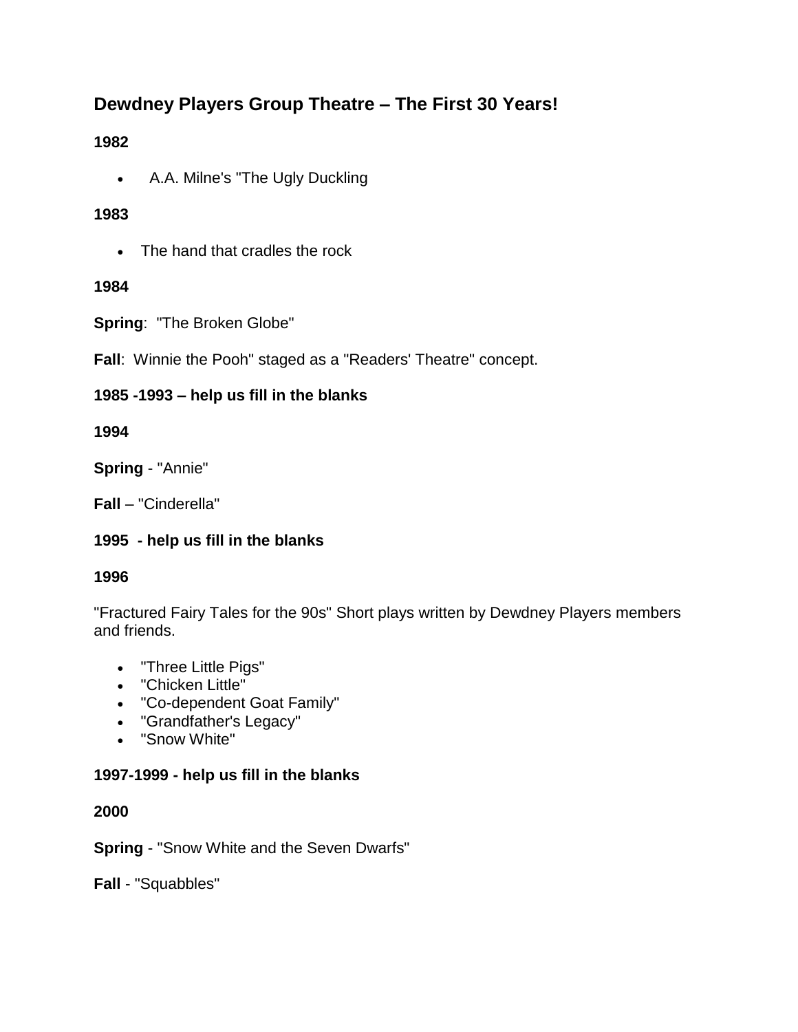# Dewdney Players Group Theatre – The First 30 Years!

**1982**

- A.A. Milne's "The Ugly Duckling

**1983**

- The hand that cradles the rock

**1984**

**Spring**: "The Broken Globe"

**Fall**: Winnie the Pooh" staged as a "Readers' Theatre" concept.

**1985 -1993 – help us fill in the blanks**

**1994**

**Spring** - "Annie"

**Fall** – "Cinderella"

**1995 - help us fill in the blanks**

**1996**

"Fractured Fairy Tales for the 90s" Short plays written by Dewdney Players members and friends.

- "Three Little Pigs"
- "Chicken Little"
- "Co-dependent Goat Family"
- "Grandfather's Legacy"
- "Snow White"

**1997-1999 - help us fill in the blanks**

**2000**

**Spring** - "Snow White and the Seven Dwarfs"

**Fall** - "Squabbles"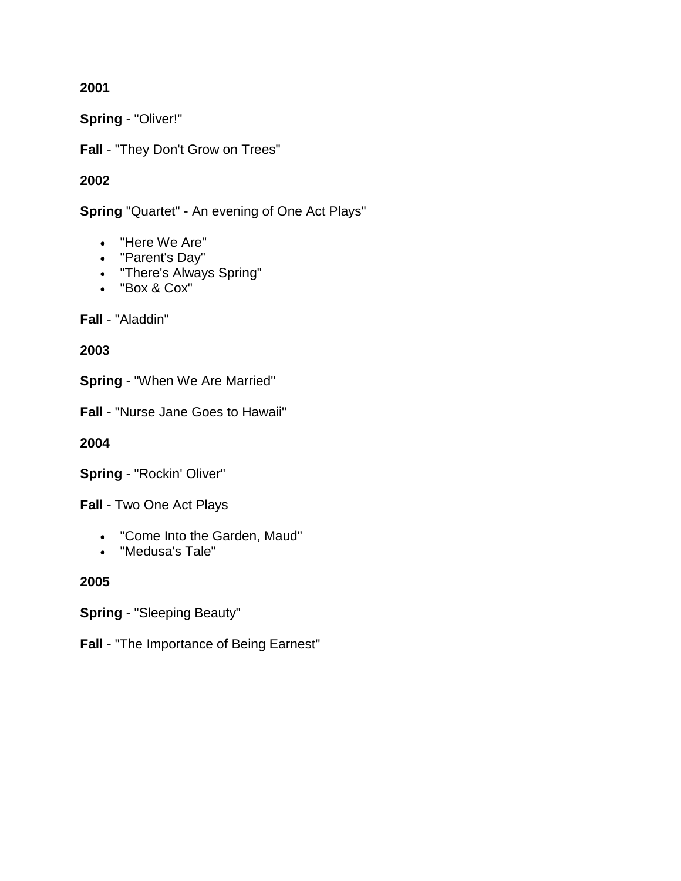**2001**

**Spring** - "Oliver!"

**Fall** - "They Don't Grow on Trees"

**2002**

**Spring** "Quartet" - An evening of One Act Plays"

- "Here We Are"
- "Parent's Day"
- "There's Always Spring"
- "Box & Cox"

**Fall** - "Aladdin"

**2003**

**Spring** - "When We Are Married"

**Fall** - "Nurse Jane Goes to Hawaii"

**2004**

**Spring** - "Rockin' Oliver"

**Fall** - Two One Act Plays

- "Come Into the Garden, Maud"
- "Medusa's Tale"

**2005**

**Spring** - "Sleeping Beauty"

**Fall** - "The Importance of Being Earnest"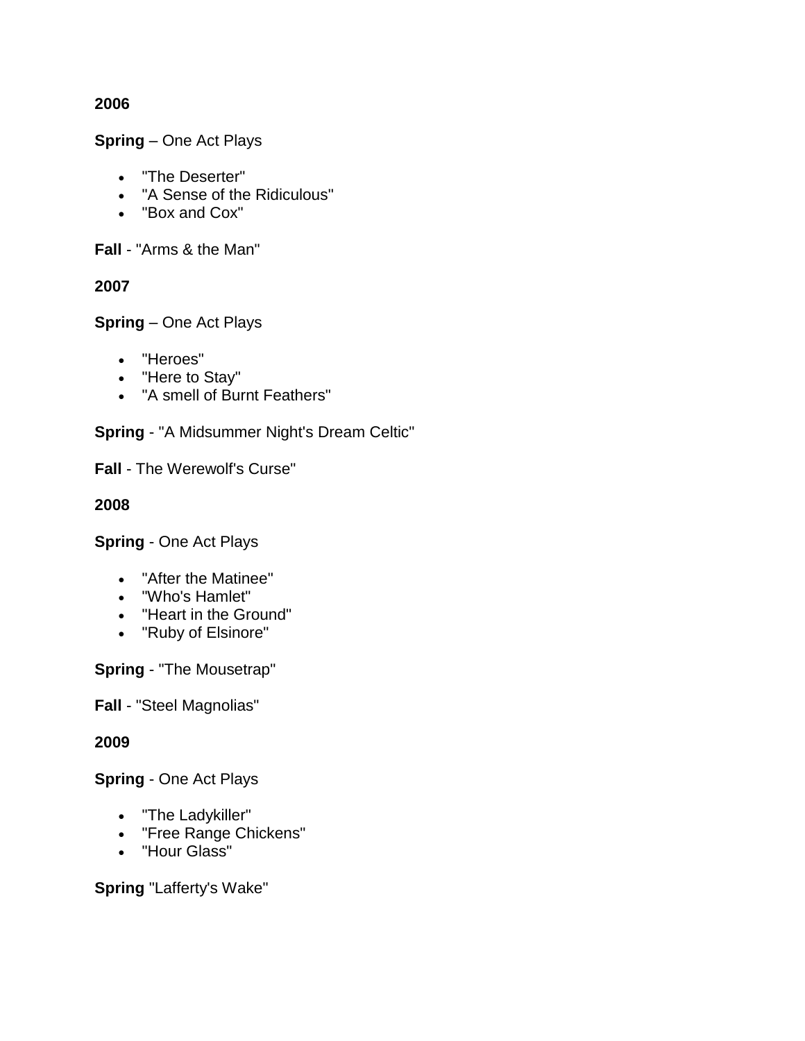**2006**

**Spring** – One Act Plays

- "The Deserter"
- "A Sense of the Ridiculous"
- "Box and Cox"

**Fall** - "Arms & the Man"

**2007**

**Spring** – One Act Plays

- "Heroes"
- "Here to Stay"
- "A smell of Burnt Feathers"

**Spring** - "A Midsummer Night's Dream Celtic"

**Fall** - The Werewolf's Curse"

**2008**

**Spring** - One Act Plays

- "After the Matinee"
- "Who's Hamlet"
- "Heart in the Ground"
- "Ruby of Elsinore"

**Spring** - "The Mousetrap"

**Fall** - "Steel Magnolias"

**2009**

**Spring** - One Act Plays

- "The Ladykiller"
- "Free Range Chickens"
- "Hour Glass"

**Spring** "Lafferty's Wake"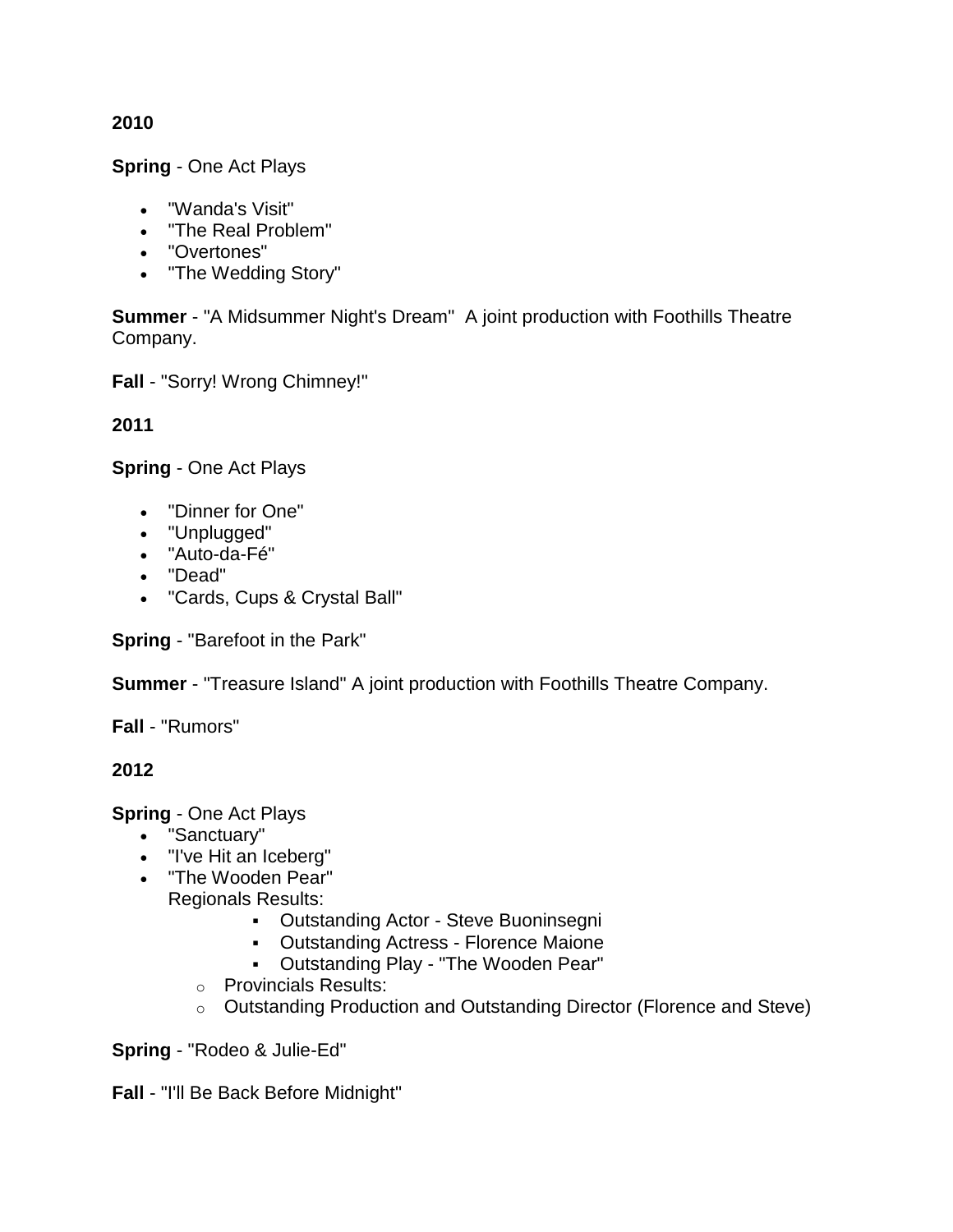**2010**

**Spring** - One Act Plays

- "Wanda's Visit"
- "The Real Problem"
- "Overtones"
- "The Wedding Story"

**Summer** - "A Midsummer Night's Dream" A joint production with Foothills Theatre Company.

**Fall** - "Sorry! Wrong Chimney!"

**2011**

**Spring** - One Act Plays

- "Dinner for One"
- "Unplugged"
- "Auto-da-Fé"
- "Dead"
- "Cards, Cups & Crystal Ball"

**Spring** - "Barefoot in the Park"

**Summer** - "Treasure Island" A joint production with Foothills Theatre Company.

**Fall** - "Rumors"

**2012**

**Spring** - One Act Plays

- "Sanctuary"
- "I've Hit an Iceberg"
- "The Wooden Pear"
  Regionals Results:
    - Outstanding Actor - Steve Buoninsegni
    - Outstanding Actress - Florence Maione
    - Outstanding Play - "The Wooden Pear"
  - Provincials Results:
  - Outstanding Production and Outstanding Director (Florence and Steve)

**Spring** - "Rodeo & Julie-Ed"

**Fall** - "I'll Be Back Before Midnight"